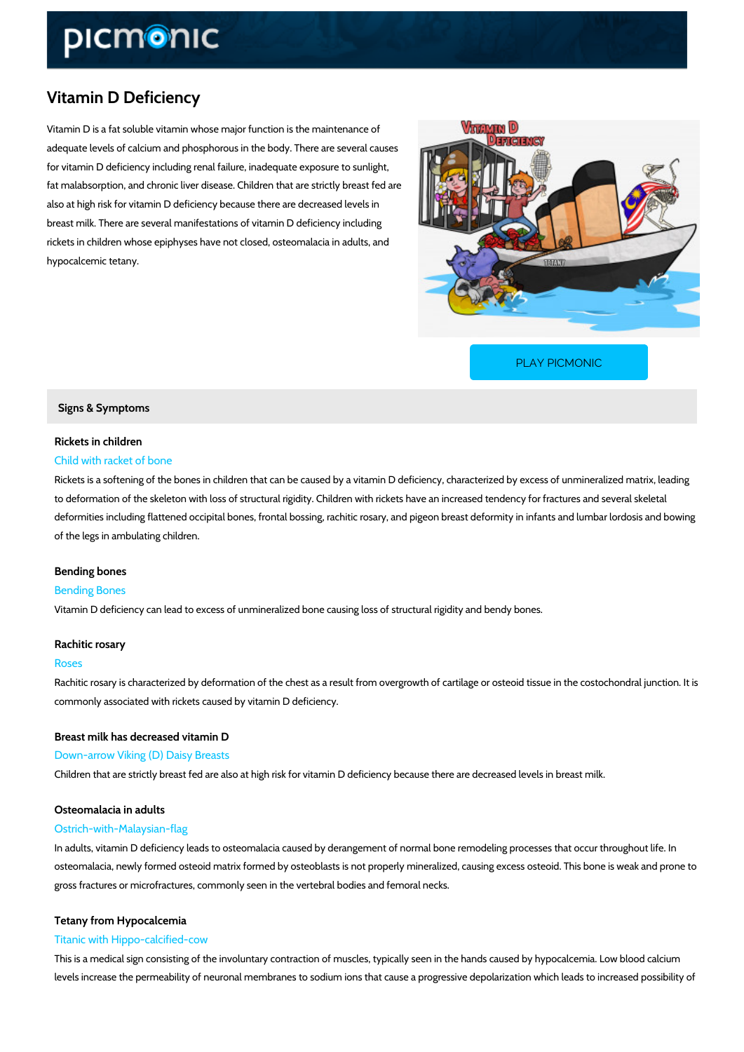# Vitamin D Deficiency

Vitamin D is a fat soluble vitamin whose major function is the maintenance of adequate levels of calcium and phosphorous in the body. There are several causes for vitamin D deficiency including renal failure, inadequate exposure to sunlight, fat malabsorption, and chronic liver disease. Children that are strictly breast fed are also at high risk for vitamin D deficiency because there are decreased levels in breast milk. There are several manifestations of vitamin D deficiency including rickets in children whose epiphyses have not closed, osteomalacia in adults, and hypocalcemic tetany.

PLAY PICMONIC

## Signs & Symptoms

### Rickets in children

Child with racket of bone

Rickets is a softening of the bones in children that can be caused by a vitamin D deficiency, characterized by excess of unmineralized matrix, leading to deformation of the skeleton with loss of structural rigidity. Children with rickets have an increased tendency for fractures and several skeletal deformities including flattened occipital bones, frontal bossing, rachitic rosary, and pigeon breast deformity in infants and lumbar lordosis and bowing of the legs in ambulating children.

### Bending bones

Bending Bones

Vitamin D deficiency can lead to excess of unmineralized bone causing loss of structural rigidity and bendy bones.

### Rachitic rosary

Roses

Rachitic rosary is characterized by deformation of the chest as a result from overgrowth of cartilage or osteoid tissue in the costochondral junction. It is commonly associated with rickets caused by vitamin D deficiency.

### Breast milk has decreased vitamin D

Down-arrow Viking (D) Daisy Breasts

Children that are strictly breast fed are also at high risk for vitamin D deficiency because there are decreased levels in breast milk.

### Osteomalacia in adults

Ostrich-with-Malaysian-flag

In adults, vitamin D deficiency leads to osteomalacia caused by derangement of normal bone remodeling processes that occur throughout life. In osteomalacia, newly formed osteoid matrix formed by osteoblasts is not properly mineralized, causing excess osteoid. This bone is weak and prone to gross fractures or microfractures, commonly seen in the vertebral bodies and femoral necks.

### Tetany from Hypocalcemia

Titanic with Hippo-calcified-cow

This is a medical sign consisting of the involuntary contraction of muscles, typically seen in the hands caused by hypocalcemia. Low blood calcium levels increase the permeability of neuronal membranes to sodium ions that cause a progressive depolarization which leads to increased possibility of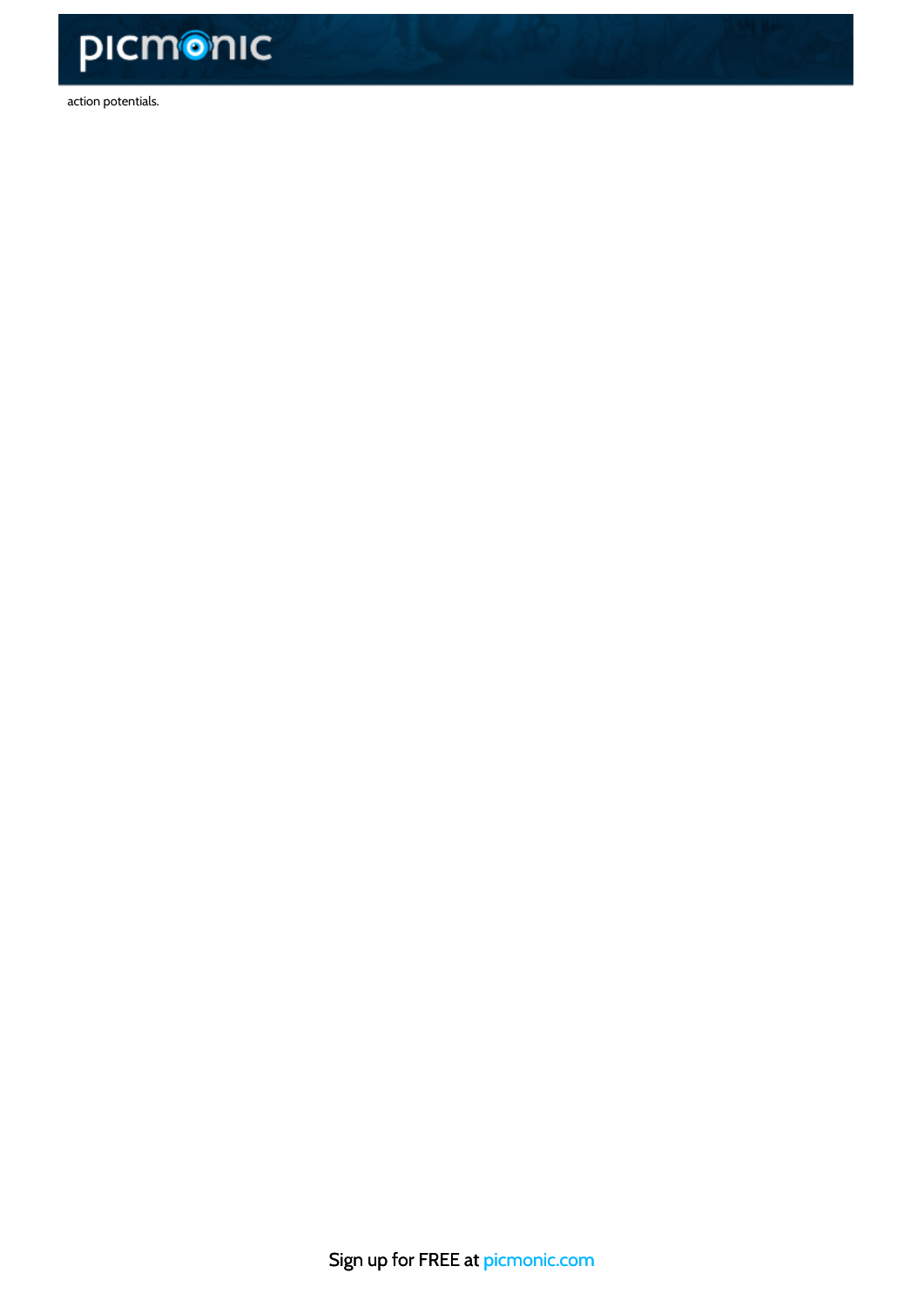action potentials.